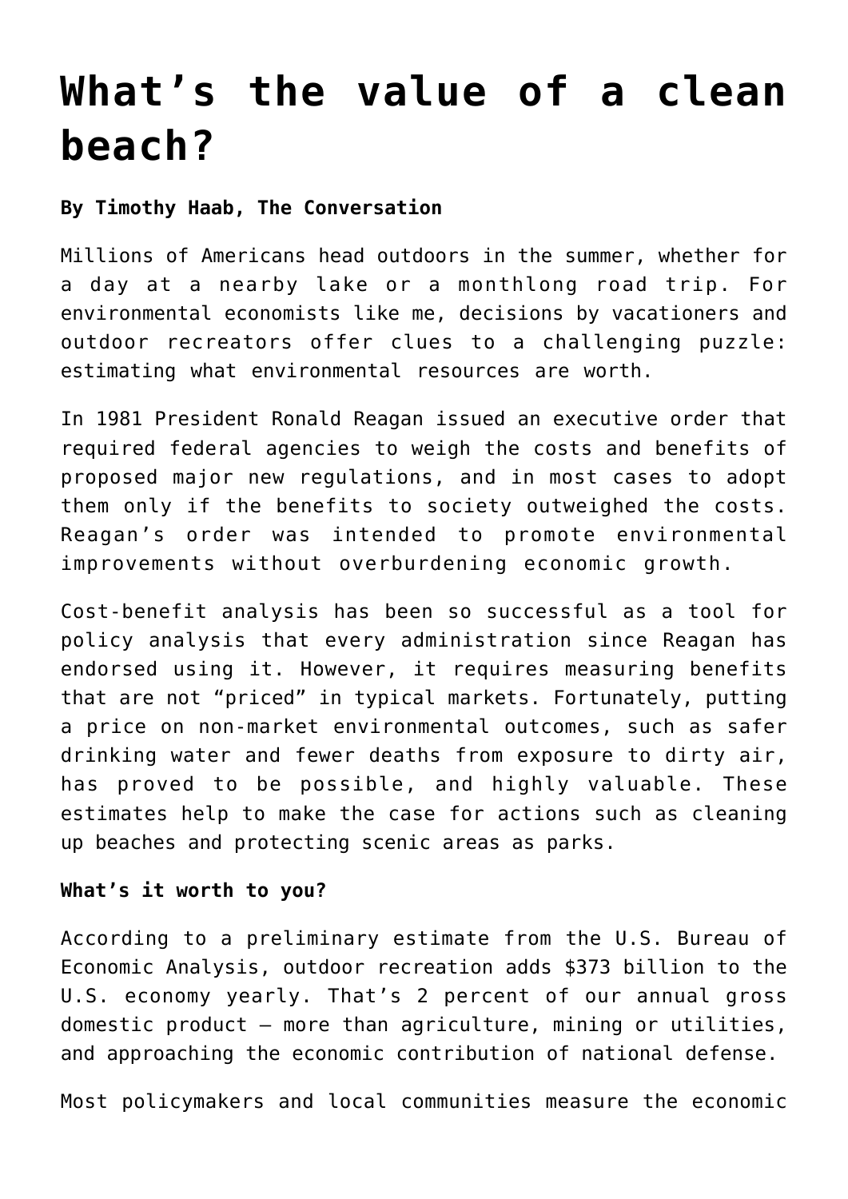# What's the value of a clean beach?

**By Timothy Haab, The Conversation**

Millions of Americans head outdoors in the summer, whether for a day at a nearby lake or a monthlong road trip. For environmental economists like me, decisions by vacationers and outdoor recreators offer clues to a challenging puzzle: estimating what environmental resources are worth.

In 1981 President Ronald Reagan issued an executive order that required federal agencies to weigh the costs and benefits of proposed major new regulations, and in most cases to adopt them only if the benefits to society outweighed the costs. Reagan's order was intended to promote environmental improvements without overburdening economic growth.

Cost-benefit analysis has been so successful as a tool for policy analysis that every administration since Reagan has endorsed using it. However, it requires measuring benefits that are not "priced" in typical markets. Fortunately, putting a price on non-market environmental outcomes, such as safer drinking water and fewer deaths from exposure to dirty air, has proved to be possible, and highly valuable. These estimates help to make the case for actions such as cleaning up beaches and protecting scenic areas as parks.

**What's it worth to you?**

According to a preliminary estimate from the U.S. Bureau of Economic Analysis, outdoor recreation adds $373 billion to the U.S. economy yearly. That's 2 percent of our annual gross domestic product – more than agriculture, mining or utilities, and approaching the economic contribution of national defense.

Most policymakers and local communities measure the economic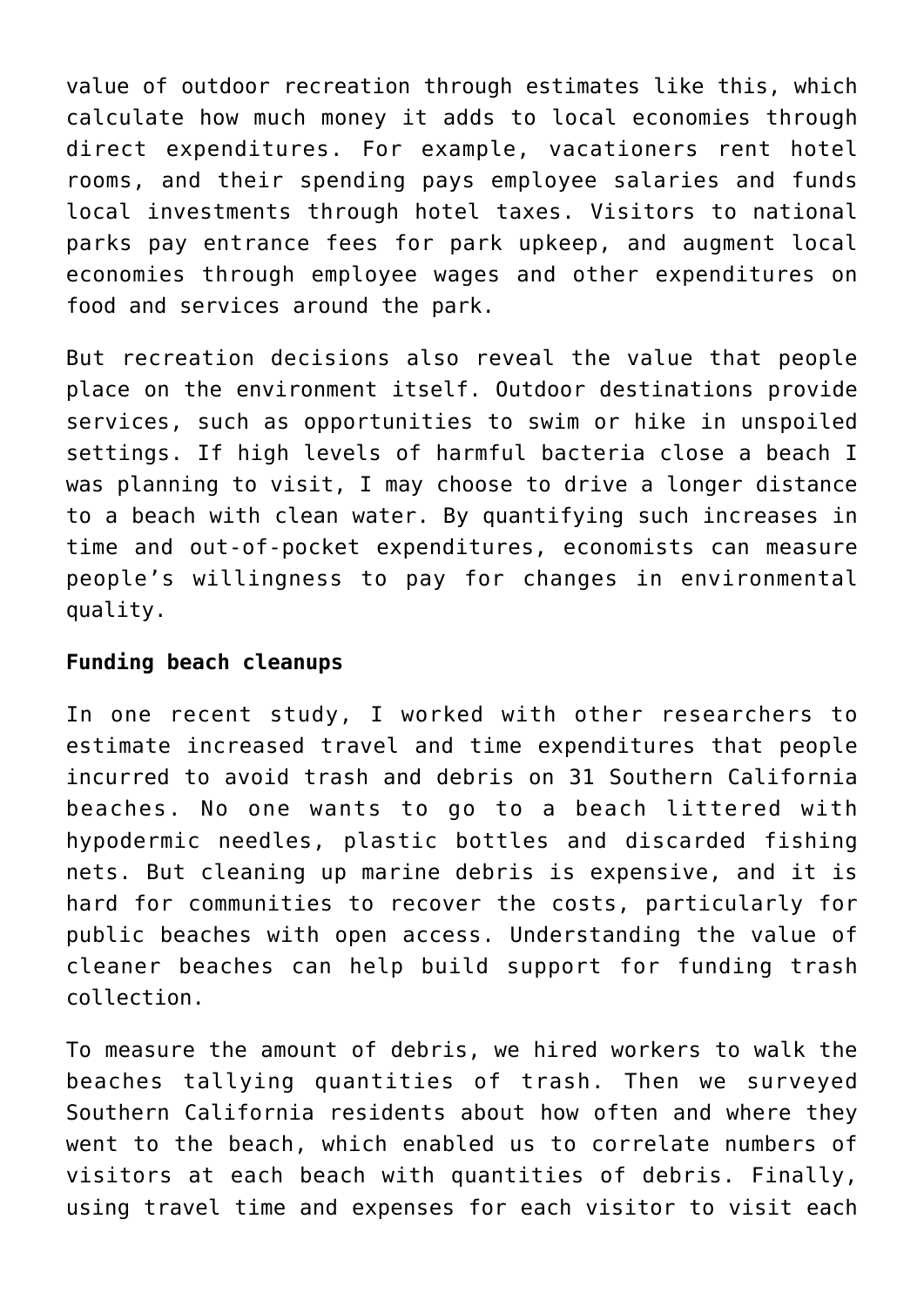value of outdoor recreation through estimates like this, which calculate how much money it adds to local economies through direct expenditures. For example, vacationers rent hotel rooms, and their spending pays employee salaries and funds local investments through hotel taxes. Visitors to national parks pay entrance fees for park upkeep, and augment local economies through employee wages and other expenditures on food and services around the park.

But recreation decisions also reveal the value that people place on the environment itself. Outdoor destinations provide services, such as opportunities to swim or hike in unspoiled settings. If high levels of harmful bacteria close a beach I was planning to visit, I may choose to drive a longer distance to a beach with clean water. By quantifying such increases in time and out-of-pocket expenditures, economists can measure people's willingness to pay for changes in environmental quality.

**Funding beach cleanups**

In one recent study, I worked with other researchers to estimate increased travel and time expenditures that people incurred to avoid trash and debris on 31 Southern California beaches. No one wants to go to a beach littered with hypodermic needles, plastic bottles and discarded fishing nets. But cleaning up marine debris is expensive, and it is hard for communities to recover the costs, particularly for public beaches with open access. Understanding the value of cleaner beaches can help build support for funding trash collection.

To measure the amount of debris, we hired workers to walk the beaches tallying quantities of trash. Then we surveyed Southern California residents about how often and where they went to the beach, which enabled us to correlate numbers of visitors at each beach with quantities of debris. Finally, using travel time and expenses for each visitor to visit each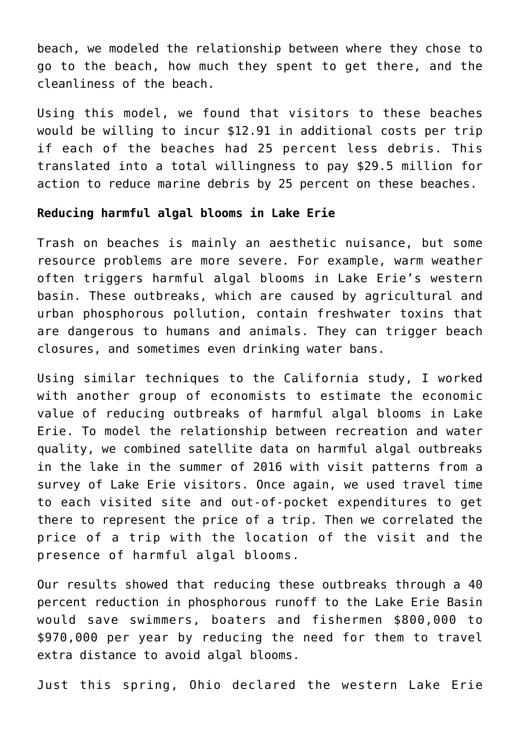beach, we modeled the relationship between where they chose to go to the beach, how much they spent to get there, and the cleanliness of the beach.

Using this model, we found that visitors to these beaches would be willing to incur $12.91 in additional costs per trip if each of the beaches had 25 percent less debris. This translated into a total willingness to pay $29.5 million for action to reduce marine debris by 25 percent on these beaches.

**Reducing harmful algal blooms in Lake Erie**

Trash on beaches is mainly an aesthetic nuisance, but some resource problems are more severe. For example, warm weather often triggers harmful algal blooms in Lake Erie's western basin. These outbreaks, which are caused by agricultural and urban phosphorous pollution, contain freshwater toxins that are dangerous to humans and animals. They can trigger beach closures, and sometimes even drinking water bans.

Using similar techniques to the California study, I worked with another group of economists to estimate the economic value of reducing outbreaks of harmful algal blooms in Lake Erie. To model the relationship between recreation and water quality, we combined satellite data on harmful algal outbreaks in the lake in the summer of 2016 with visit patterns from a survey of Lake Erie visitors. Once again, we used travel time to each visited site and out-of-pocket expenditures to get there to represent the price of a trip. Then we correlated the price of a trip with the location of the visit and the presence of harmful algal blooms.

Our results showed that reducing these outbreaks through a 40 percent reduction in phosphorous runoff to the Lake Erie Basin would save swimmers, boaters and fishermen $800,000 to $970,000 per year by reducing the need for them to travel extra distance to avoid algal blooms.

Just this spring, Ohio declared the western Lake Erie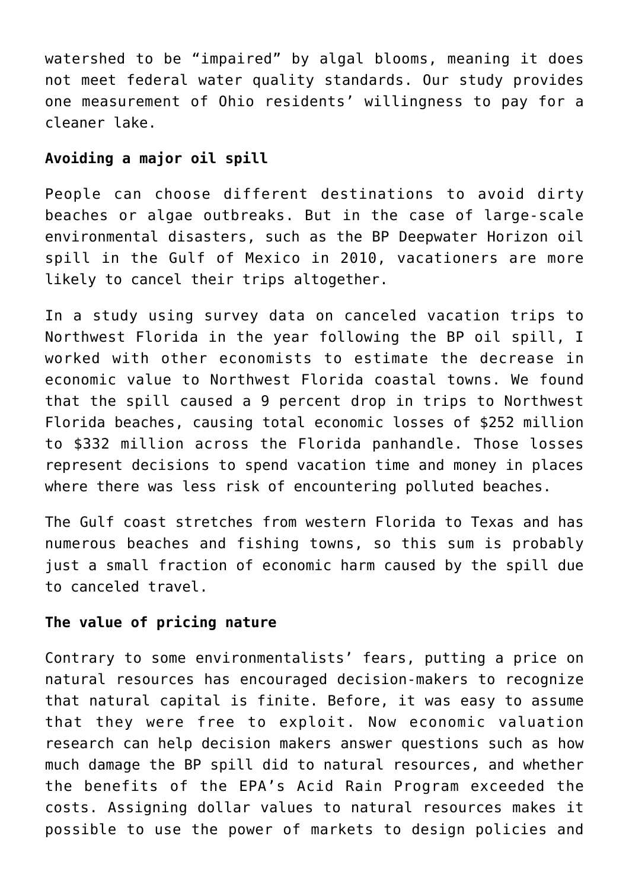watershed to be “impaired” by algal blooms, meaning it does not meet federal water quality standards. Our study provides one measurement of Ohio residents’ willingness to pay for a cleaner lake.

**Avoiding a major oil spill**

People can choose different destinations to avoid dirty beaches or algae outbreaks. But in the case of large-scale environmental disasters, such as the BP Deepwater Horizon oil spill in the Gulf of Mexico in 2010, vacationers are more likely to cancel their trips altogether.

In a study using survey data on canceled vacation trips to Northwest Florida in the year following the BP oil spill, I worked with other economists to estimate the decrease in economic value to Northwest Florida coastal towns. We found that the spill caused a 9 percent drop in trips to Northwest Florida beaches, causing total economic losses of $252 million to $332 million across the Florida panhandle. Those losses represent decisions to spend vacation time and money in places where there was less risk of encountering polluted beaches.

The Gulf coast stretches from western Florida to Texas and has numerous beaches and fishing towns, so this sum is probably just a small fraction of economic harm caused by the spill due to canceled travel.

**The value of pricing nature**

Contrary to some environmentalists’ fears, putting a price on natural resources has encouraged decision-makers to recognize that natural capital is finite. Before, it was easy to assume that they were free to exploit. Now economic valuation research can help decision makers answer questions such as how much damage the BP spill did to natural resources, and whether the benefits of the EPA’s Acid Rain Program exceeded the costs. Assigning dollar values to natural resources makes it possible to use the power of markets to design policies and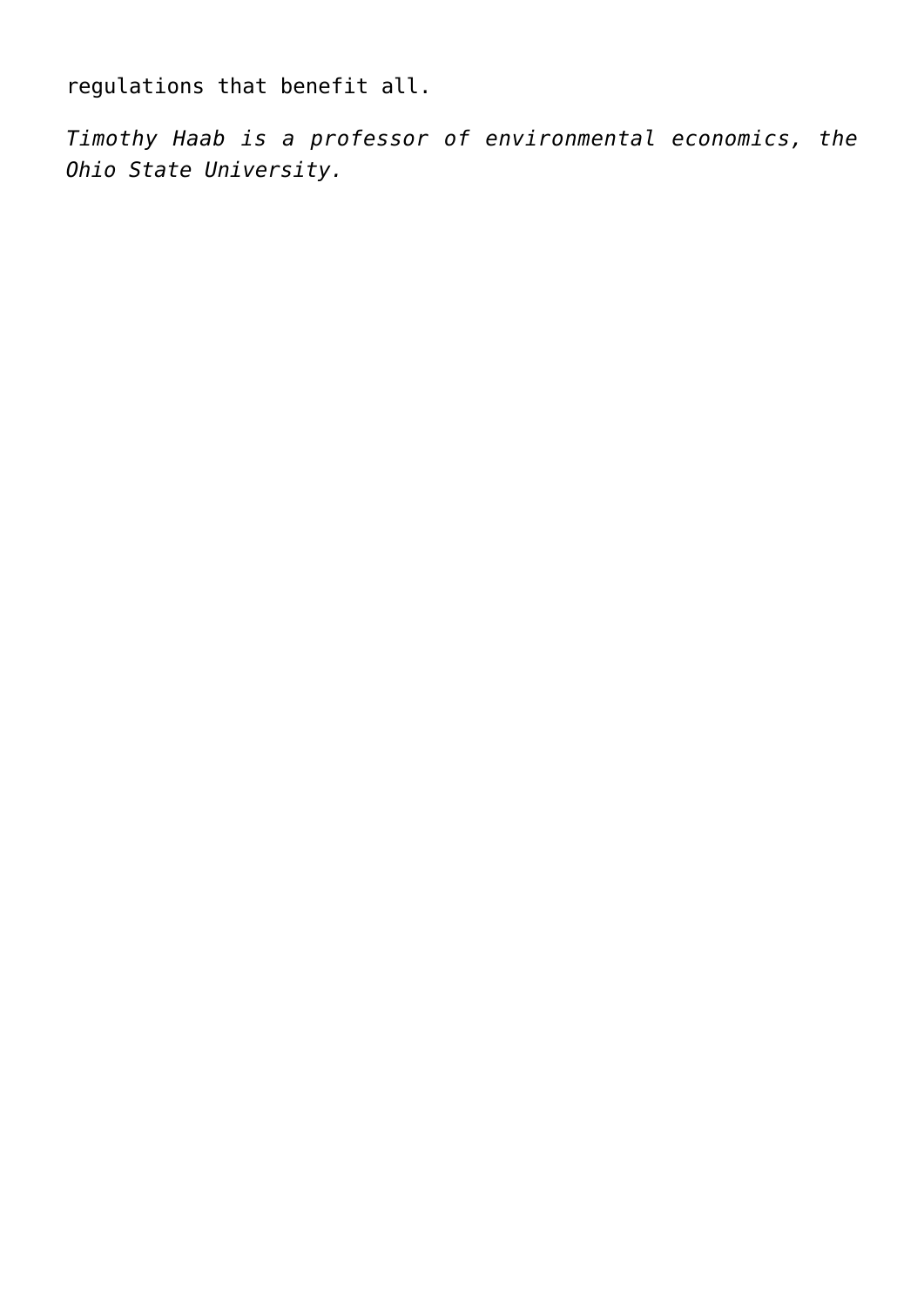regulations that benefit all.

*Timothy Haab is a professor of environmental economics, the Ohio State University.*